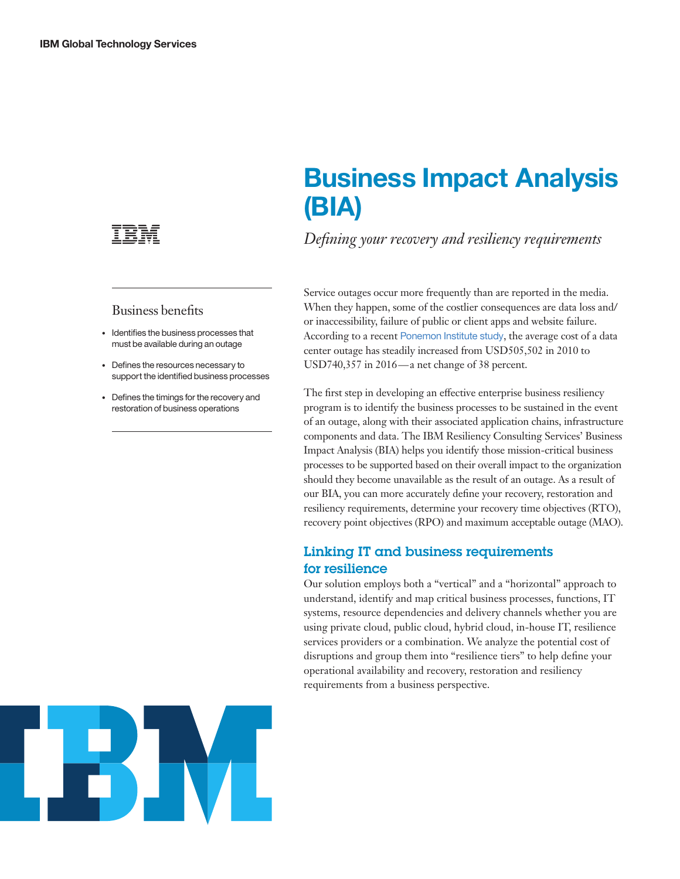# Business Impact Analysis (BIA)

*Defining your recovery and resiliency requirements*

## Business benefits

- Identifies the business processes that must be available during an outage
- Defines the resources necessary to support the identified business processes
- Defines the timings for the recovery and restoration of business operations

Service outages occur more frequently than are reported in the media. When they happen, some of the costlier consequences are data loss and/or inaccessibility, failure of public or client apps and website failure. According to a recent Ponemon Institute study, the average cost of a data center outage has steadily increased from USD505,502 in 2010 to USD740,357 in 2016—a net change of 38 percent.

The first step in developing an effective enterprise business resiliency program is to identify the business processes to be sustained in the event of an outage, along with their associated application chains, infrastructure components and data. The IBM Resiliency Consulting Services' Business Impact Analysis (BIA) helps you identify those mission-critical business processes to be supported based on their overall impact to the organization should they become unavailable as the result of an outage. As a result of our BIA, you can more accurately define your recovery, restoration and resiliency requirements, determine your recovery time objectives (RTO), recovery point objectives (RPO) and maximum acceptable outage (MAO).

## Linking IT and business requirements for resilience

Our solution employs both a "vertical" and a "horizontal" approach to understand, identify and map critical business processes, functions, IT systems, resource dependencies and delivery channels whether you are using private cloud, public cloud, hybrid cloud, in-house IT, resilience services providers or a combination. We analyze the potential cost of disruptions and group them into "resilience tiers" to help define your operational availability and recovery, restoration and resiliency requirements from a business perspective.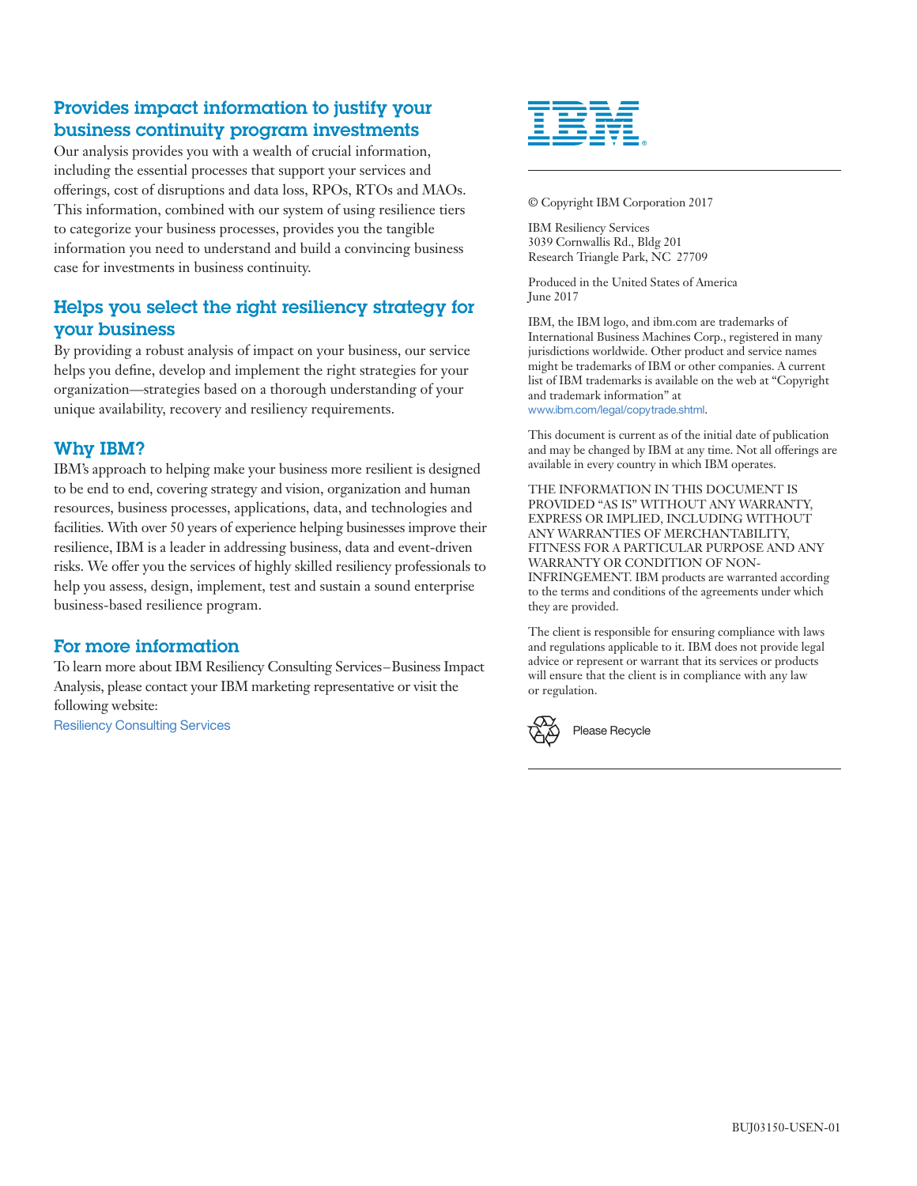## Provides impact information to justify your business continuity program investments

Our analysis provides you with a wealth of crucial information, including the essential processes that support your services and offerings, cost of disruptions and data loss, RPOs, RTOs and MAOs. This information, combined with our system of using resilience tiers to categorize your business processes, provides you the tangible information you need to understand and build a convincing business case for investments in business continuity.

## Helps you select the right resiliency strategy for your business

By providing a robust analysis of impact on your business, our service helps you define, develop and implement the right strategies for your organization—strategies based on a thorough understanding of your unique availability, recovery and resiliency requirements.

## Why IBM?

IBM's approach to helping make your business more resilient is designed to be end to end, covering strategy and vision, organization and human resources, business processes, applications, data, and technologies and facilities. With over 50 years of experience helping businesses improve their resilience, IBM is a leader in addressing business, data and event-driven risks. We offer you the services of highly skilled resiliency professionals to help you assess, design, implement, test and sustain a sound enterprise business-based resilience program.

## For more information

To learn more about IBM Resiliency Consulting Services–Business Impact Analysis, please contact your IBM marketing representative or visit the following website:
Resiliency Consulting Services

IBM

© Copyright IBM Corporation 2017

IBM Resiliency Services
3039 Cornwallis Rd., Bldg 201
Research Triangle Park, NC 27709

Produced in the United States of America
June 2017

IBM, the IBM logo, and ibm.com are trademarks of International Business Machines Corp., registered in many jurisdictions worldwide. Other product and service names might be trademarks of IBM or other companies. A current list of IBM trademarks is available on the web at "Copyright and trademark information" at www.ibm.com/legal/copytrade.shtml.

This document is current as of the initial date of publication and may be changed by IBM at any time. Not all offerings are available in every country in which IBM operates.

THE INFORMATION IN THIS DOCUMENT IS PROVIDED "AS IS" WITHOUT ANY WARRANTY, EXPRESS OR IMPLIED, INCLUDING WITHOUT ANY WARRANTIES OF MERCHANTABILITY, FITNESS FOR A PARTICULAR PURPOSE AND ANY WARRANTY OR CONDITION OF NON-INFRINGEMENT. IBM products are warranted according to the terms and conditions of the agreements under which they are provided.

The client is responsible for ensuring compliance with laws and regulations applicable to it. IBM does not provide legal advice or represent or warrant that its services or products will ensure that the client is in compliance with any law or regulation.

Please Recycle

BUJ03150-USEN-01